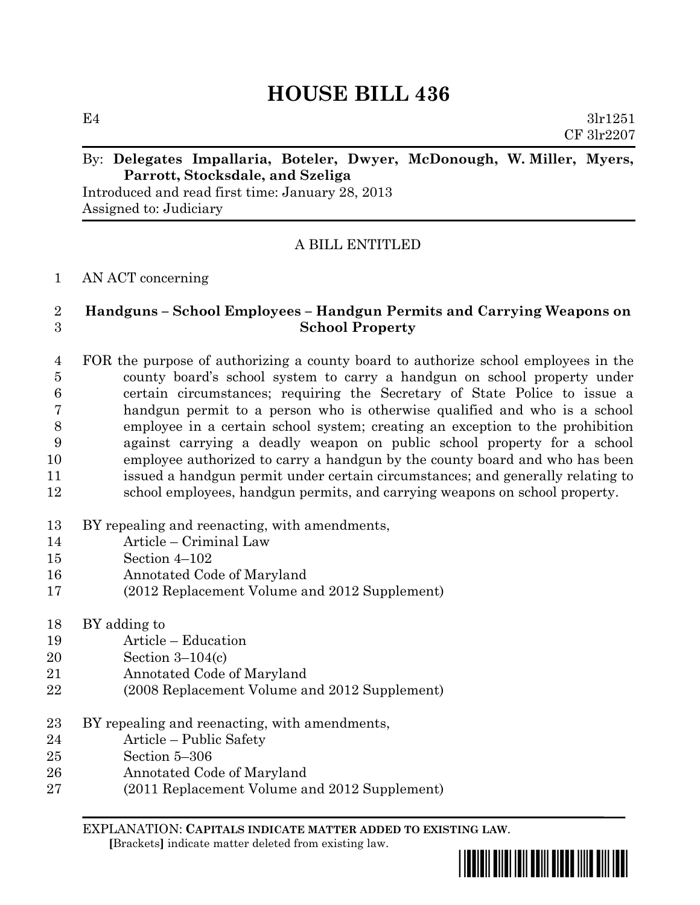# HOUSE BILL 436

E4 3lr1251
CF 3lr2207

By: **Delegates Impallaria, Boteler, Dwyer, McDonough, W. Miller, Myers, Parrott, Stocksdale, and Szeliga**
Introduced and read first time: January 28, 2013
Assigned to: Judiciary

A BILL ENTITLED

1 AN ACT concerning

2 **Handguns – School Employees – Handgun Permits and Carrying Weapons on**
3 **School Property**

4 FOR the purpose of authorizing a county board to authorize school employees in the
5 county board's school system to carry a handgun on school property under
6 certain circumstances; requiring the Secretary of State Police to issue a
7 handgun permit to a person who is otherwise qualified and who is a school
8 employee in a certain school system; creating an exception to the prohibition
9 against carrying a deadly weapon on public school property for a school
10 employee authorized to carry a handgun by the county board and who has been
11 issued a handgun permit under certain circumstances; and generally relating to
12 school employees, handgun permits, and carrying weapons on school property.

13 BY repealing and reenacting, with amendments,
14 Article – Criminal Law
15 Section 4–102
16 Annotated Code of Maryland
17 (2012 Replacement Volume and 2012 Supplement)

18 BY adding to
19 Article – Education
20 Section 3–104(c)
21 Annotated Code of Maryland
22 (2008 Replacement Volume and 2012 Supplement)

23 BY repealing and reenacting, with amendments,
24 Article – Public Safety
25 Section 5–306
26 Annotated Code of Maryland
27 (2011 Replacement Volume and 2012 Supplement)

EXPLANATION: **CAPITALS INDICATE MATTER ADDED TO EXISTING LAW**.
**[**Brackets**]** indicate matter deleted from existing law.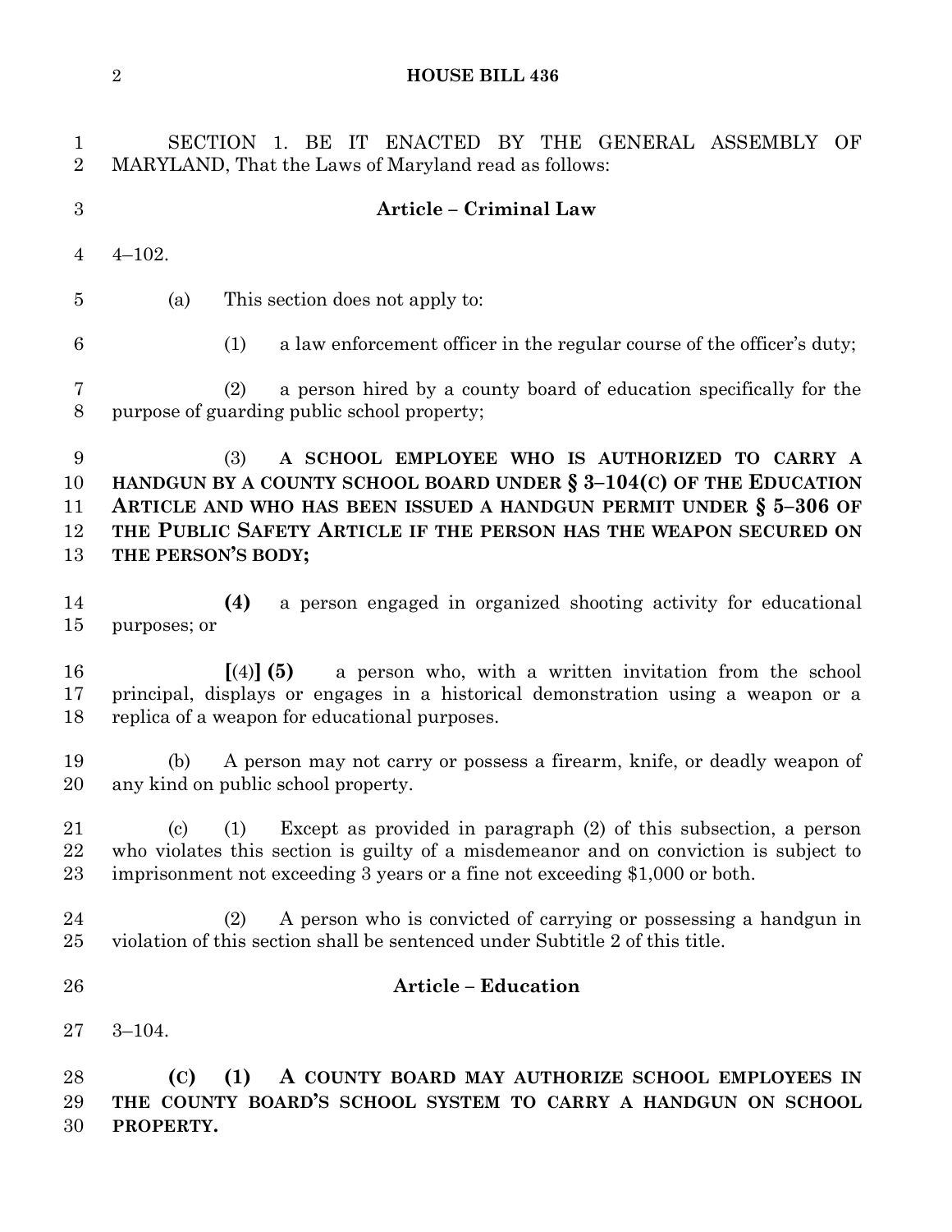SECTION 1. BE IT ENACTED BY THE GENERAL ASSEMBLY OF MARYLAND, That the Laws of Maryland read as follows:

**Article – Criminal Law**

4–102.

(a) This section does not apply to:

(1) a law enforcement officer in the regular course of the officer's duty;

(2) a person hired by a county board of education specifically for the purpose of guarding public school property;

(3) **A SCHOOL EMPLOYEE WHO IS AUTHORIZED TO CARRY A HANDGUN BY A COUNTY SCHOOL BOARD UNDER § 3–104(C) OF THE EDUCATION ARTICLE AND WHO HAS BEEN ISSUED A HANDGUN PERMIT UNDER § 5–306 OF THE PUBLIC SAFETY ARTICLE IF THE PERSON HAS THE WEAPON SECURED ON THE PERSON'S BODY;**

**(4)** a person engaged in organized shooting activity for educational purposes; or

**[**(4)**] (5)** a person who, with a written invitation from the school principal, displays or engages in a historical demonstration using a weapon or a replica of a weapon for educational purposes.

(b) A person may not carry or possess a firearm, knife, or deadly weapon of any kind on public school property.

(c) (1) Except as provided in paragraph (2) of this subsection, a person who violates this section is guilty of a misdemeanor and on conviction is subject to imprisonment not exceeding 3 years or a fine not exceeding $1,000 or both.

(2) A person who is convicted of carrying or possessing a handgun in violation of this section shall be sentenced under Subtitle 2 of this title.

**Article – Education**

3–104.

**(C) (1) A COUNTY BOARD MAY AUTHORIZE SCHOOL EMPLOYEES IN THE COUNTY BOARD'S SCHOOL SYSTEM TO CARRY A HANDGUN ON SCHOOL PROPERTY.**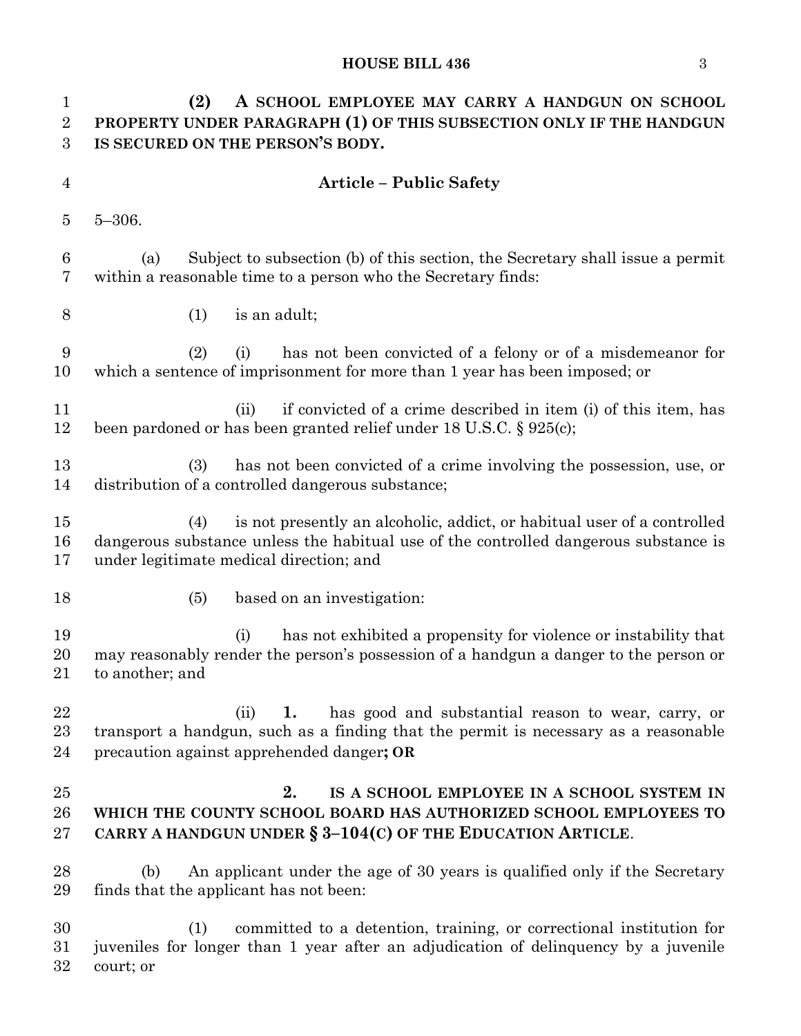**(2) A SCHOOL EMPLOYEE MAY CARRY A HANDGUN ON SCHOOL PROPERTY UNDER PARAGRAPH (1) OF THIS SUBSECTION ONLY IF THE HANDGUN IS SECURED ON THE PERSON'S BODY.**

**Article – Public Safety**

5–306.

(a) Subject to subsection (b) of this section, the Secretary shall issue a permit within a reasonable time to a person who the Secretary finds:

(1) is an adult;

(2) (i) has not been convicted of a felony or of a misdemeanor for which a sentence of imprisonment for more than 1 year has been imposed; or

(ii) if convicted of a crime described in item (i) of this item, has been pardoned or has been granted relief under 18 U.S.C. § 925(c);

(3) has not been convicted of a crime involving the possession, use, or distribution of a controlled dangerous substance;

(4) is not presently an alcoholic, addict, or habitual user of a controlled dangerous substance unless the habitual use of the controlled dangerous substance is under legitimate medical direction; and

(5) based on an investigation:

(i) has not exhibited a propensity for violence or instability that may reasonably render the person's possession of a handgun a danger to the person or to another; and

(ii) **1.** has good and substantial reason to wear, carry, or transport a handgun, such as a finding that the permit is necessary as a reasonable precaution against apprehended danger**; OR**

**2. IS A SCHOOL EMPLOYEE IN A SCHOOL SYSTEM IN WHICH THE COUNTY SCHOOL BOARD HAS AUTHORIZED SCHOOL EMPLOYEES TO CARRY A HANDGUN UNDER § 3–104(C) OF THE EDUCATION ARTICLE**.

(b) An applicant under the age of 30 years is qualified only if the Secretary finds that the applicant has not been:

(1) committed to a detention, training, or correctional institution for juveniles for longer than 1 year after an adjudication of delinquency by a juvenile court; or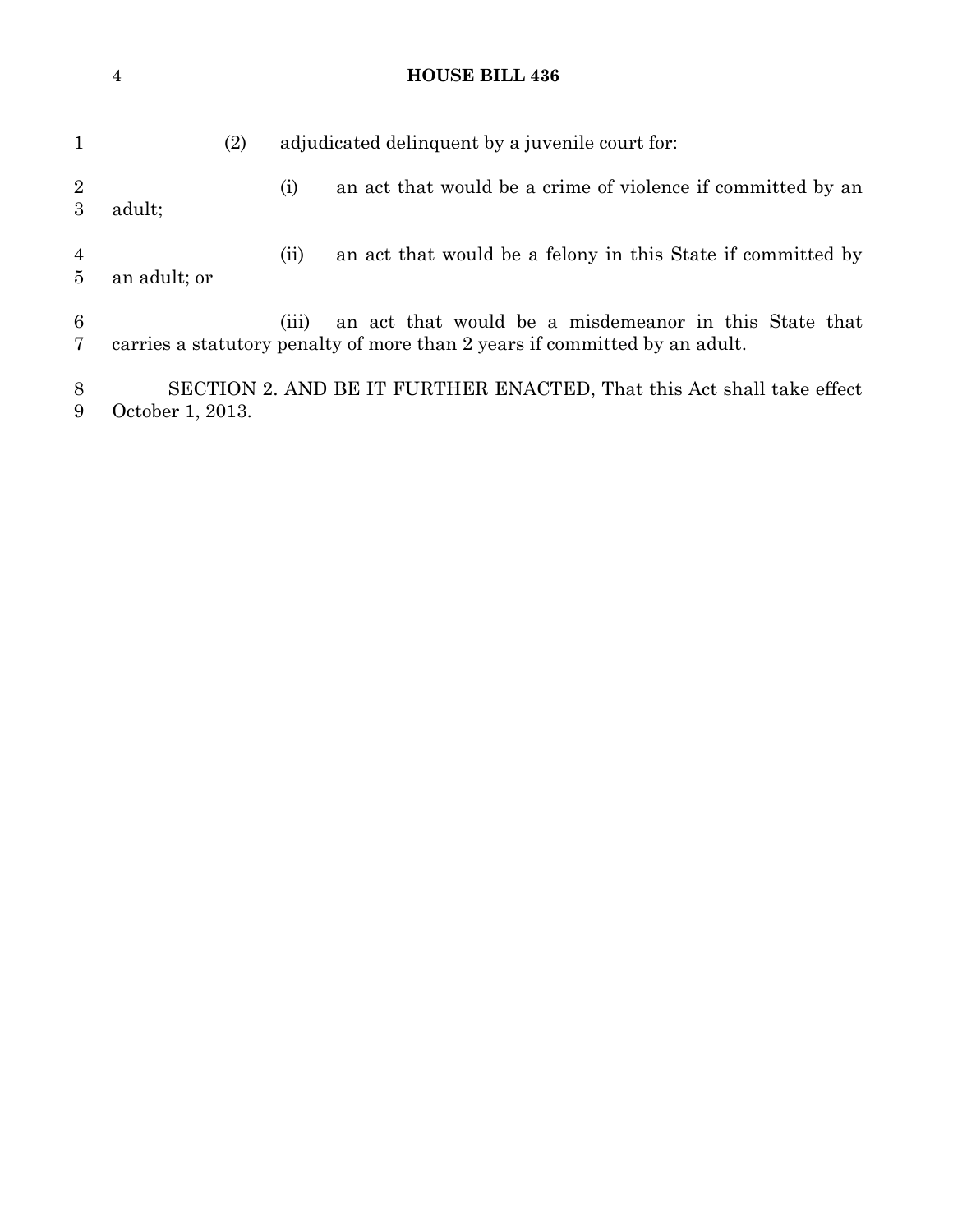(2) adjudicated delinquent by a juvenile court for:

(i) an act that would be a crime of violence if committed by an adult;

(ii) an act that would be a felony in this State if committed by an adult; or

(iii) an act that would be a misdemeanor in this State that carries a statutory penalty of more than 2 years if committed by an adult.

SECTION 2. AND BE IT FURTHER ENACTED, That this Act shall take effect October 1, 2013.